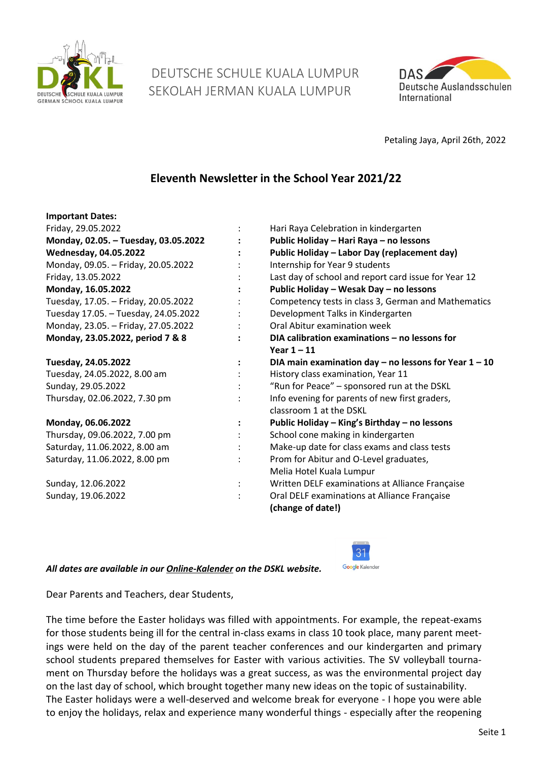DEUTSCHE SCHULE KUALA LUMPUR
SEKOLAH JERMAN KUALA LUMPUR

Petaling Jaya, April 26th, 2022

# Eleventh Newsletter in the School Year 2021/22

**Important Dates:**

| | | |
|---|---|---|
| Friday, 29.05.2022 | : | Hari Raya Celebration in kindergarten |
| **Monday, 02.05. – Tuesday, 03.05.2022** | **:** | **Public Holiday – Hari Raya – no lessons** |
| **Wednesday, 04.05.2022** | **:** | **Public Holiday – Labor Day (replacement day)** |
| Monday, 09.05. – Friday, 20.05.2022 | : | Internship for Year 9 students |
| Friday, 13.05.2022 | : | Last day of school and report card issue for Year 12 |
| **Monday, 16.05.2022** | **:** | **Public Holiday – Wesak Day – no lessons** |
| Tuesday, 17.05. – Friday, 20.05.2022 | : | Competency tests in class 3, German and Mathematics |
| Tuesday 17.05. – Tuesday, 24.05.2022 | : | Development Talks in Kindergarten |
| Monday, 23.05. – Friday, 27.05.2022 | : | Oral Abitur examination week |
| **Monday, 23.05.2022, period 7 & 8** | **:** | **DIA calibration examinations – no lessons for Year 1 – 11** |
| **Tuesday, 24.05.2022** | **:** | **DIA main examination day – no lessons for Year 1 – 10** |
| Tuesday, 24.05.2022, 8.00 am | : | History class examination, Year 11 |
| Sunday, 29.05.2022 | : | "Run for Peace" – sponsored run at the DSKL |
| Thursday, 02.06.2022, 7.30 pm | : | Info evening for parents of new first graders, classroom 1 at the DSKL |
| **Monday, 06.06.2022** | **:** | **Public Holiday – King's Birthday – no lessons** |
| Thursday, 09.06.2022, 7.00 pm | : | School cone making in kindergarten |
| Saturday, 11.06.2022, 8.00 am | : | Make-up date for class exams and class tests |
| Saturday, 11.06.2022, 8.00 pm | : | Prom for Abitur and O-Level graduates, Melia Hotel Kuala Lumpur |
| Sunday, 12.06.2022 | : | Written DELF examinations at Alliance Française |
| Sunday, 19.06.2022 | : | Oral DELF examinations at Alliance Française **(change of date!)** |

***All dates are available in our Online-Kalender on the DSKL website.***

Dear Parents and Teachers, dear Students,

The time before the Easter holidays was filled with appointments. For example, the repeat-exams for those students being ill for the central in-class exams in class 10 took place, many parent meetings were held on the day of the parent teacher conferences and our kindergarten and primary school students prepared themselves for Easter with various activities. The SV volleyball tournament on Thursday before the holidays was a great success, as was the environmental project day on the last day of school, which brought together many new ideas on the topic of sustainability.
The Easter holidays were a well-deserved and welcome break for everyone - I hope you were able to enjoy the holidays, relax and experience many wonderful things - especially after the reopening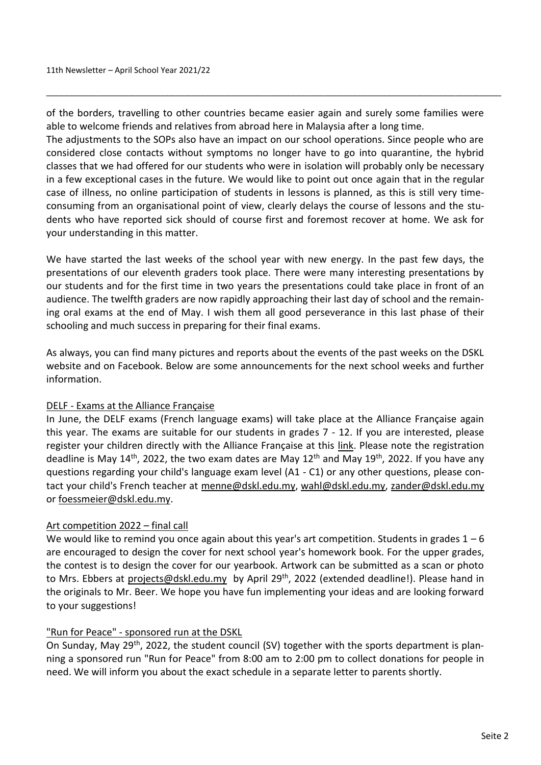of the borders, travelling to other countries became easier again and surely some families were able to welcome friends and relatives from abroad here in Malaysia after a long time.
The adjustments to the SOPs also have an impact on our school operations. Since people who are considered close contacts without symptoms no longer have to go into quarantine, the hybrid classes that we had offered for our students who were in isolation will probably only be necessary in a few exceptional cases in the future. We would like to point out once again that in the regular case of illness, no online participation of students in lessons is planned, as this is still very time-consuming from an organisational point of view, clearly delays the course of lessons and the students who have reported sick should of course first and foremost recover at home. We ask for your understanding in this matter.

We have started the last weeks of the school year with new energy. In the past few days, the presentations of our eleventh graders took place. There were many interesting presentations by our students and for the first time in two years the presentations could take place in front of an audience. The twelfth graders are now rapidly approaching their last day of school and the remaining oral exams at the end of May. I wish them all good perseverance in this last phase of their schooling and much success in preparing for their final exams.

As always, you can find many pictures and reports about the events of the past weeks on the DSKL website and on Facebook. Below are some announcements for the next school weeks and further information.

## DELF - Exams at the Alliance Française

In June, the DELF exams (French language exams) will take place at the Alliance Française again this year. The exams are suitable for our students in grades 7 - 12. If you are interested, please register your children directly with the Alliance Française at this link. Please note the registration deadline is May 14th, 2022, the two exam dates are May 12th and May 19th, 2022. If you have any questions regarding your child's language exam level (A1 - C1) or any other questions, please contact your child's French teacher at menne@dskl.edu.my, wahl@dskl.edu.my, zander@dskl.edu.my or foessmeier@dskl.edu.my.

## Art competition 2022 – final call

We would like to remind you once again about this year's art competition. Students in grades 1 – 6 are encouraged to design the cover for next school year's homework book. For the upper grades, the contest is to design the cover for our yearbook. Artwork can be submitted as a scan or photo to Mrs. Ebbers at projects@dskl.edu.my by April 29th, 2022 (extended deadline!). Please hand in the originals to Mr. Beer. We hope you have fun implementing your ideas and are looking forward to your suggestions!

## "Run for Peace" - sponsored run at the DSKL

On Sunday, May 29th, 2022, the student council (SV) together with the sports department is planning a sponsored run "Run for Peace" from 8:00 am to 2:00 pm to collect donations for people in need. We will inform you about the exact schedule in a separate letter to parents shortly.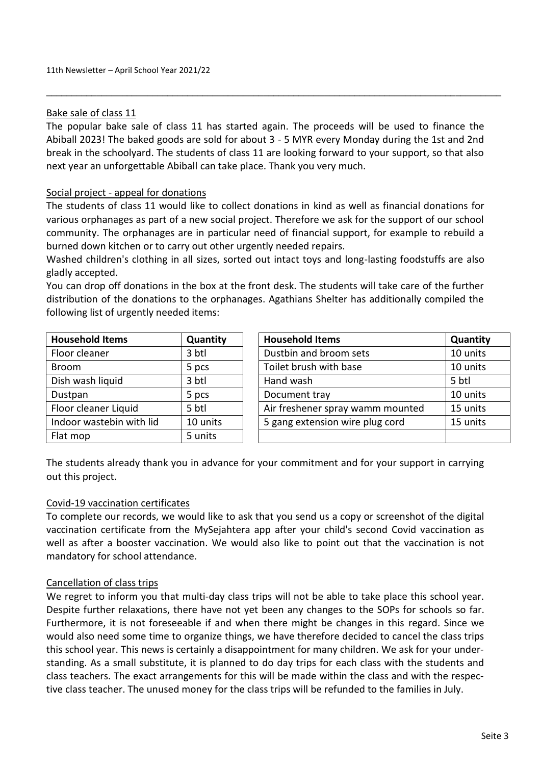## Bake sale of class 11

The popular bake sale of class 11 has started again. The proceeds will be used to finance the Abiball 2023! The baked goods are sold for about 3 - 5 MYR every Monday during the 1st and 2nd break in the schoolyard. The students of class 11 are looking forward to your support, so that also next year an unforgettable Abiball can take place. Thank you very much.

## Social project - appeal for donations

The students of class 11 would like to collect donations in kind as well as financial donations for various orphanages as part of a new social project. Therefore we ask for the support of our school community. The orphanages are in particular need of financial support, for example to rebuild a burned down kitchen or to carry out other urgently needed repairs.

Washed children's clothing in all sizes, sorted out intact toys and long-lasting foodstuffs are also gladly accepted.

You can drop off donations in the box at the front desk. The students will take care of the further distribution of the donations to the orphanages. Agathians Shelter has additionally compiled the following list of urgently needed items:

| Household Items | Quantity |
|---|---|
| Floor cleaner | 3 btl |
| Broom | 5 pcs |
| Dish wash liquid | 3 btl |
| Dustpan | 5 pcs |
| Floor cleaner Liquid | 5 btl |
| Indoor wastebin with lid | 10 units |
| Flat mop | 5 units |

| Household Items | Quantity |
|---|---|
| Dustbin and broom sets | 10 units |
| Toilet brush with base | 10 units |
| Hand wash | 5 btl |
| Document tray | 10 units |
| Air freshener spray wamm mounted | 15 units |
| 5 gang extension wire plug cord | 15 units |
| | |

The students already thank you in advance for your commitment and for your support in carrying out this project.

## Covid-19 vaccination certificates

To complete our records, we would like to ask that you send us a copy or screenshot of the digital vaccination certificate from the MySejahtera app after your child's second Covid vaccination as well as after a booster vaccination. We would also like to point out that the vaccination is not mandatory for school attendance.

## Cancellation of class trips

We regret to inform you that multi-day class trips will not be able to take place this school year. Despite further relaxations, there have not yet been any changes to the SOPs for schools so far. Furthermore, it is not foreseeable if and when there might be changes in this regard. Since we would also need some time to organize things, we have therefore decided to cancel the class trips this school year. This news is certainly a disappointment for many children. We ask for your understanding. As a small substitute, it is planned to do day trips for each class with the students and class teachers. The exact arrangements for this will be made within the class and with the respective class teacher. The unused money for the class trips will be refunded to the families in July.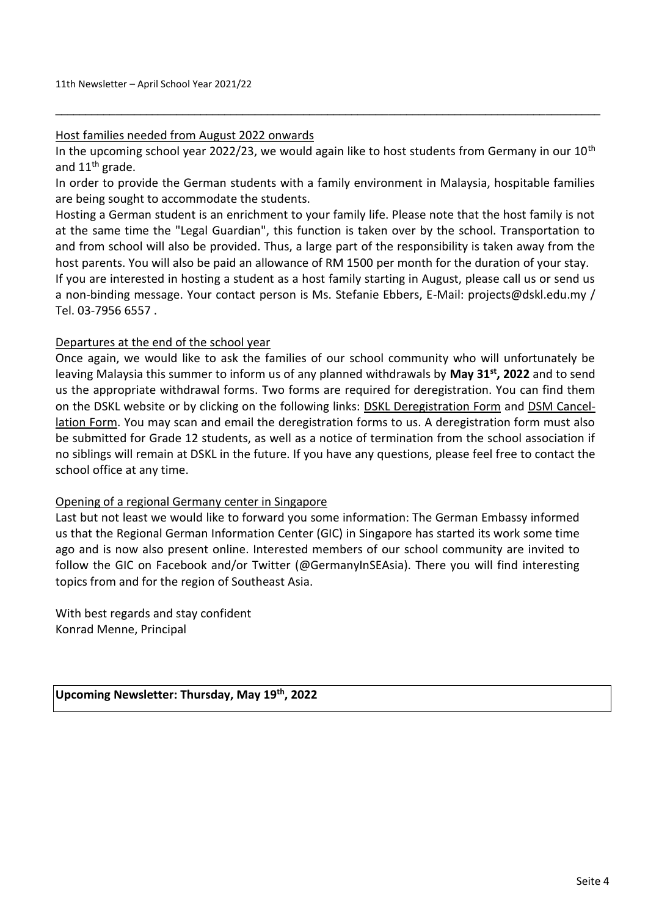## Host families needed from August 2022 onwards

In the upcoming school year 2022/23, we would again like to host students from Germany in our 10th and 11th grade.

In order to provide the German students with a family environment in Malaysia, hospitable families are being sought to accommodate the students.

Hosting a German student is an enrichment to your family life. Please note that the host family is not at the same time the "Legal Guardian", this function is taken over by the school. Transportation to and from school will also be provided. Thus, a large part of the responsibility is taken away from the host parents. You will also be paid an allowance of RM 1500 per month for the duration of your stay.

If you are interested in hosting a student as a host family starting in August, please call us or send us a non-binding message. Your contact person is Ms. Stefanie Ebbers, E-Mail: projects@dskl.edu.my / Tel. 03-7956 6557 .

## Departures at the end of the school year

Once again, we would like to ask the families of our school community who will unfortunately be leaving Malaysia this summer to inform us of any planned withdrawals by **May 31st, 2022** and to send us the appropriate withdrawal forms. Two forms are required for deregistration. You can find them on the DSKL website or by clicking on the following links: DSKL Deregistration Form and DSM Cancellation Form. You may scan and email the deregistration forms to us. A deregistration form must also be submitted for Grade 12 students, as well as a notice of termination from the school association if no siblings will remain at DSKL in the future. If you have any questions, please feel free to contact the school office at any time.

## Opening of a regional Germany center in Singapore

Last but not least we would like to forward you some information: The German Embassy informed us that the Regional German Information Center (GIC) in Singapore has started its work some time ago and is now also present online. Interested members of our school community are invited to follow the GIC on Facebook and/or Twitter (@GermanyInSEAsia). There you will find interesting topics from and for the region of Southeast Asia.

With best regards and stay confident
Konrad Menne, Principal

**Upcoming Newsletter: Thursday, May 19th, 2022**